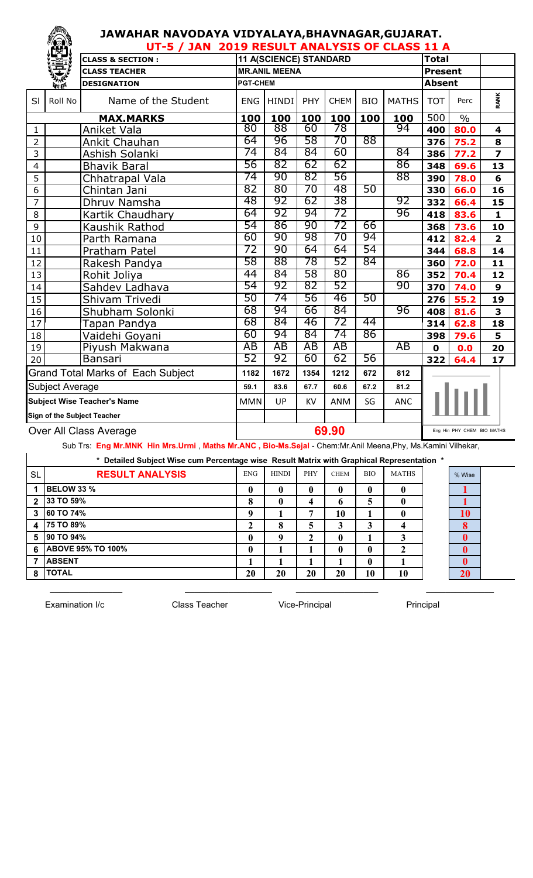# JAWAHAR NAVODAYA VIDYALAYA,BHAVNAGAR,GUJARAT.

## UT-5 / JAN 2019 RESULT ANALYSIS OF CLASS 11 A

| CLASS & SECTION : | 11 A(SCIENCE) STANDARD | Total | |
|---|---|---|---|
| CLASS TEACHER | MR.ANIL MEENA | Present | |
| DESIGNATION | PGT-CHEM | Absent | |

| Sl | Roll No | Name of the Student | ENG | HINDI | PHY | CHEM | BIO | MATHS | TOT | Perc | RANK |
|---|---|---|---|---|---|---|---|---|---|---|---|
| | | **MAX.MARKS** | 100 | 100 | 100 | 100 | 100 | 100 | 500 | % | |
| 1 | | Aniket Vala | 80 | 88 | 60 | 78 | | 94 | 400 | 80.0 | 4 |
| 2 | | Ankit Chauhan | 64 | 96 | 58 | 70 | 88 | | 376 | 75.2 | 8 |
| 3 | | Ashish Solanki | 74 | 84 | 84 | 60 | | 84 | 386 | 77.2 | 7 |
| 4 | | Bhavik Baral | 56 | 82 | 62 | 62 | | 86 | 348 | 69.6 | 13 |
| 5 | | Chhatrapal Vala | 74 | 90 | 82 | 56 | | 88 | 390 | 78.0 | 6 |
| 6 | | Chintan Jani | 82 | 80 | 70 | 48 | 50 | | 330 | 66.0 | 16 |
| 7 | | Dhruv Namsha | 48 | 92 | 62 | 38 | | 92 | 332 | 66.4 | 15 |
| 8 | | Kartik Chaudhary | 64 | 92 | 94 | 72 | | 96 | 418 | 83.6 | 1 |
| 9 | | Kaushik Rathod | 54 | 86 | 90 | 72 | 66 | | 368 | 73.6 | 10 |
| 10 | | Parth Ramana | 60 | 90 | 98 | 70 | 94 | | 412 | 82.4 | 2 |
| 11 | | Pratham Patel | 72 | 90 | 64 | 64 | 54 | | 344 | 68.8 | 14 |
| 12 | | Rakesh Pandya | 58 | 88 | 78 | 52 | 84 | | 360 | 72.0 | 11 |
| 13 | | Rohit Joliya | 44 | 84 | 58 | 80 | | 86 | 352 | 70.4 | 12 |
| 14 | | Sahdev Ladhava | 54 | 92 | 82 | 52 | | 90 | 370 | 74.0 | 9 |
| 15 | | Shivam Trivedi | 50 | 74 | 56 | 46 | 50 | | 276 | 55.2 | 19 |
| 16 | | Shubham Solonki | 68 | 94 | 66 | 84 | | 96 | 408 | 81.6 | 3 |
| 17 | | Tapan Pandya | 68 | 84 | 46 | 72 | 44 | | 314 | 62.8 | 18 |
| 18 | | Vaidehi Goyani | 60 | 94 | 84 | 74 | 86 | | 398 | 79.6 | 5 |
| 19 | | Piyush Makwana | AB | AB | AB | AB | | AB | 0 | 0.0 | 20 |
| 20 | | Bansari | 52 | 92 | 60 | 62 | 56 | | 322 | 64.4 | 17 |
| | | Grand Total Marks of Each Subject | 1182 | 1672 | 1354 | 1212 | 672 | 812 | | | |
| | | Subject Average | 59.1 | 83.6 | 67.7 | 60.6 | 67.2 | 81.2 | | | |
| | | **Subject Wise Teacher's Name** | MMN | UP | KV | ANM | SG | ANC | | | |
| | | **Sign of the Subject Teacher** | | | | | | | | | |
| | | Over All Class Average | | | | 69.90 | | | | | |

Eng Hin PHY CHEM BIO MATHS

Sub Trs: **Eng Mr.MNK Hin Mrs.Urmi , Maths Mr.ANC , Bio-Ms.Sejal** - Chem:Mr.Anil Meena,Phy, Ms.Kamini Vilhekar,

**\* Detailed Subject Wise cum Percentage wise Result Matrix with Graphical Representation \***

| SL | RESULT ANALYSIS | ENG | HINDI | PHY | CHEM | BIO | MATHS | % Wise |
|---|---|---|---|---|---|---|---|---|
| 1 | BELOW 33 % | 0 | 0 | 0 | 0 | 0 | 0 | 1 |
| 2 | 33 TO 59% | 8 | 0 | 4 | 6 | 5 | 0 | 1 |
| 3 | 60 TO 74% | 9 | 1 | 7 | 10 | 1 | 0 | 10 |
| 4 | 75 TO 89% | 2 | 8 | 5 | 3 | 3 | 4 | 8 |
| 5 | 90 TO 94% | 0 | 9 | 2 | 0 | 1 | 3 | 0 |
| 6 | ABOVE 95% TO 100% | 0 | 1 | 1 | 0 | 0 | 2 | 0 |
| 7 | ABSENT | 1 | 1 | 1 | 1 | 0 | 1 | 0 |
| 8 | TOTAL | 20 | 20 | 20 | 20 | 10 | 10 | 20 |

Examination I/c &nbsp;&nbsp;&nbsp; Class Teacher &nbsp;&nbsp;&nbsp; Vice-Principal &nbsp;&nbsp;&nbsp; Principal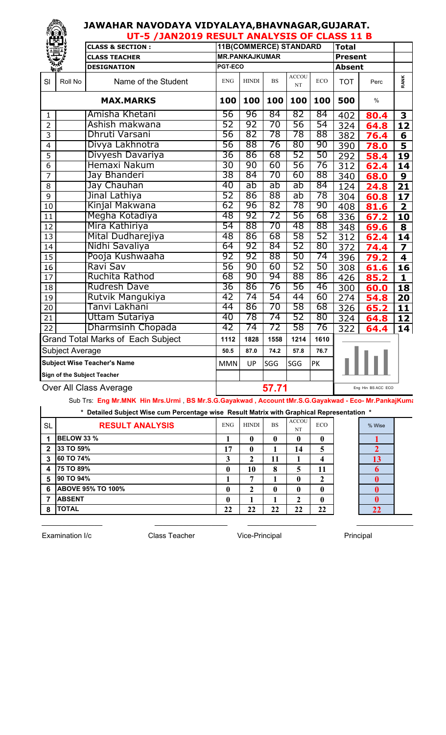# JAWAHAR NAVODAYA VIDYALAYA,BHAVNAGAR,GUJARAT.

## UT-5 /JAN2019 RESULT ANALYSIS OF CLASS 11 B

| | | | | | | | | | | |
|---|---|---|---|---|---|---|---|---|---|---|
| | | CLASS & SECTION : | 11B(COMMERCE) STANDARD | | | | | Total | | |
| | | CLASS TEACHER | MR.PANKAJKUMAR | | | | | Present | | |
| | | DESIGNATION | PGT-ECO | | | | | Absent | | |
| Sl | Roll No | Name of the Student | ENG | HINDI | BS | ACCOUNT | ECO | TOT | Perc | RANK |
| | | MAX.MARKS | 100 | 100 | 100 | 100 | 100 | 500 | % | |
| 1 | | Amisha Khetani | 56 | 96 | 84 | 82 | 84 | 402 | 80.4 | 3 |
| 2 | | Ashish makwana | 52 | 92 | 70 | 56 | 54 | 324 | 64.8 | 12 |
| 3 | | Dhruti Varsani | 56 | 82 | 78 | 78 | 88 | 382 | 76.4 | 6 |
| 4 | | Divya Lakhnotra | 56 | 88 | 76 | 80 | 90 | 390 | 78.0 | 5 |
| 5 | | Divyesh Davariya | 36 | 86 | 68 | 52 | 50 | 292 | 58.4 | 19 |
| 6 | | Hemaxi Nakum | 30 | 90 | 60 | 56 | 76 | 312 | 62.4 | 14 |
| 7 | | Jay Bhanderi | 38 | 84 | 70 | 60 | 88 | 340 | 68.0 | 9 |
| 8 | | Jay Chauhan | 40 | ab | ab | ab | 84 | 124 | 24.8 | 21 |
| 9 | | Jinal Lathiya | 52 | 86 | 88 | ab | 78 | 304 | 60.8 | 17 |
| 10 | | Kinjal Makwana | 62 | 96 | 82 | 78 | 90 | 408 | 81.6 | 2 |
| 11 | | Megha Kotadiya | 48 | 92 | 72 | 56 | 68 | 336 | 67.2 | 10 |
| 12 | | Mira Kathiriya | 54 | 88 | 70 | 48 | 88 | 348 | 69.6 | 8 |
| 13 | | Mital Dudharejiya | 48 | 86 | 68 | 58 | 52 | 312 | 62.4 | 14 |
| 14 | | Nidhi Savaliya | 64 | 92 | 84 | 52 | 80 | 372 | 74.4 | 7 |
| 15 | | Pooja Kushwaaha | 92 | 92 | 88 | 50 | 74 | 396 | 79.2 | 4 |
| 16 | | Ravi Sav | 56 | 90 | 60 | 52 | 50 | 308 | 61.6 | 16 |
| 17 | | Ruchita Rathod | 68 | 90 | 94 | 88 | 86 | 426 | 85.2 | 1 |
| 18 | | Rudresh Dave | 36 | 86 | 76 | 56 | 46 | 300 | 60.0 | 18 |
| 19 | | Rutvik Mangukiya | 42 | 74 | 54 | 44 | 60 | 274 | 54.8 | 20 |
| 20 | | Tanvi Lakhani | 44 | 86 | 70 | 58 | 68 | 326 | 65.2 | 11 |
| 21 | | Uttam Sutariya | 40 | 78 | 74 | 52 | 80 | 324 | 64.8 | 12 |
| 22 | | Dharmsinh Chopada | 42 | 74 | 72 | 58 | 76 | 322 | 64.4 | 14 |
| Grand Total Marks of Each Subject | | | 1112 | 1828 | 1558 | 1214 | 1610 | | | |
| Subject Average | | | 50.5 | 87.0 | 74.2 | 57.8 | 76.7 | | | |
| Subject Wise Teacher's Name | | | MMN | UP | SGG | SGG | PK | | | |
| Sign of the Subject Teacher | | | | | | | | | | |
| Over All Class Average | | | 57.71 | | | | | | | |

Eng Hin BS ACC ECO

Sub Trs: **Eng Mr.MNK Hin Mrs.Urmi , BS Mr.S.G.Gayakwad , Account tMr.S.G.Gayakwad - Eco- Mr.PankajKuma**

**\* Detailed Subject Wise cum Percentage wise Result Matrix with Graphical Representation \***

| SL | RESULT ANALYSIS | ENG | HINDI | BS | ACCOUNT | ECO | % Wise |
|---|---|---|---|---|---|---|---|
| 1 | BELOW 33 % | 1 | 0 | 0 | 0 | 0 | 1 |
| 2 | 33 TO 59% | 17 | 0 | 1 | 14 | 5 | 2 |
| 3 | 60 TO 74% | 3 | 2 | 11 | 1 | 4 | 13 |
| 4 | 75 TO 89% | 0 | 10 | 8 | 5 | 11 | 6 |
| 5 | 90 TO 94% | 1 | 7 | 1 | 0 | 2 | 0 |
| 6 | ABOVE 95% TO 100% | 0 | 2 | 0 | 0 | 0 | 0 |
| 7 | ABSENT | 0 | 1 | 1 | 2 | 0 | 0 |
| 8 | TOTAL | 22 | 22 | 22 | 22 | 22 | 22 |

Examination I/c          Class Teacher          Vice-Principal          Principal